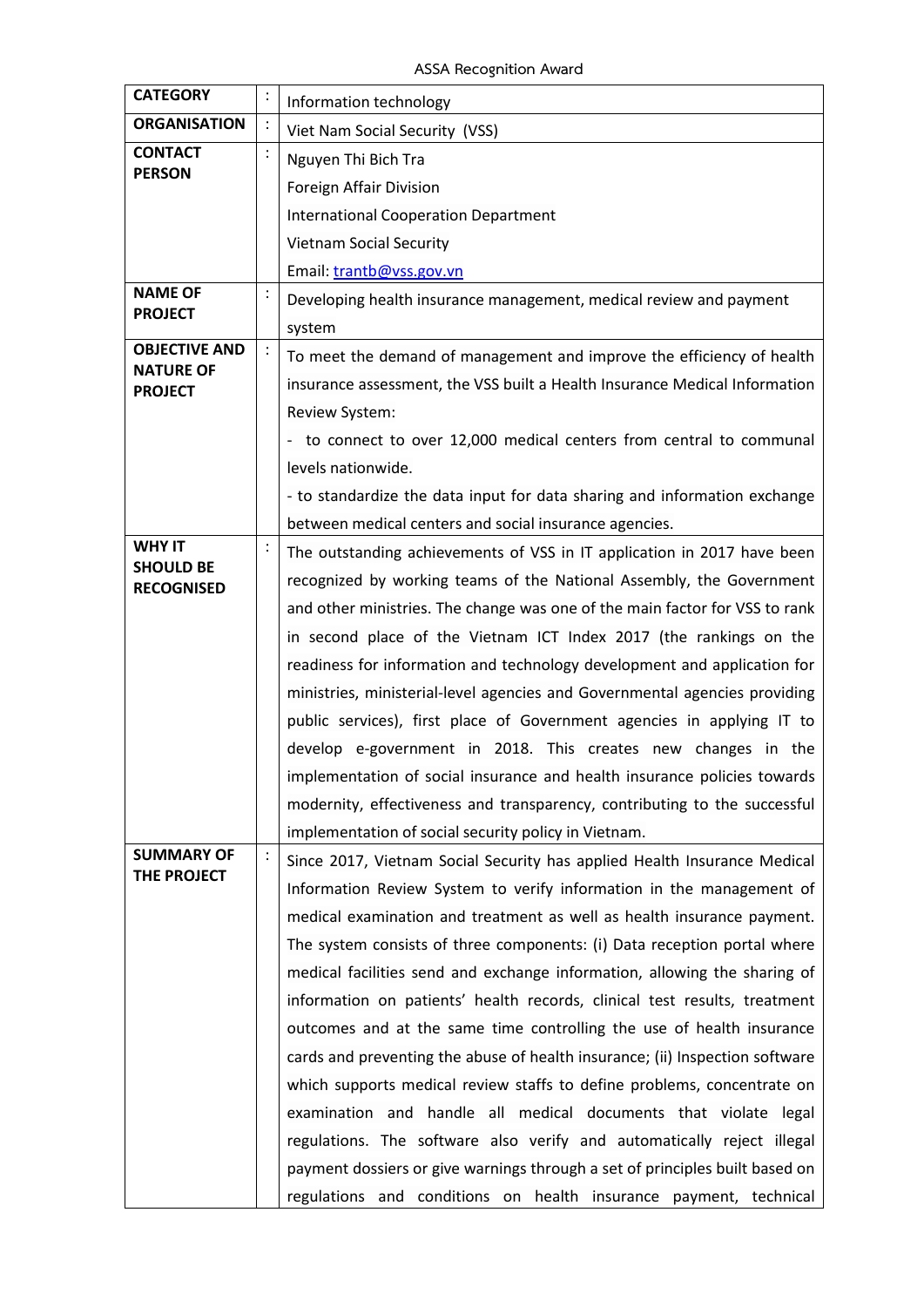ASSA Recognition Award

| | | |
|---|---|---|
| **CATEGORY** | : | Information technology |
| **ORGANISATION** | : | Viet Nam Social Security (VSS) |
| **CONTACT PERSON** | : | Nguyen Thi Bich Tra<br>Foreign Affair Division<br>International Cooperation Department<br>Vietnam Social Security<br>Email: trantb@vss.gov.vn |
| **NAME OF PROJECT** | : | Developing health insurance management, medical review and payment system |
| **OBJECTIVE AND NATURE OF PROJECT** | : | To meet the demand of management and improve the efficiency of health insurance assessment, the VSS built a Health Insurance Medical Information Review System:<br>- to connect to over 12,000 medical centers from central to communal levels nationwide.<br>- to standardize the data input for data sharing and information exchange between medical centers and social insurance agencies. |
| **WHY IT SHOULD BE RECOGNISED** | : | The outstanding achievements of VSS in IT application in 2017 have been recognized by working teams of the National Assembly, the Government and other ministries. The change was one of the main factor for VSS to rank in second place of the Vietnam ICT Index 2017 (the rankings on the readiness for information and technology development and application for ministries, ministerial-level agencies and Governmental agencies providing public services), first place of Government agencies in applying IT to develop e-government in 2018. This creates new changes in the implementation of social insurance and health insurance policies towards modernity, effectiveness and transparency, contributing to the successful implementation of social security policy in Vietnam. |
| **SUMMARY OF THE PROJECT** | : | Since 2017, Vietnam Social Security has applied Health Insurance Medical Information Review System to verify information in the management of medical examination and treatment as well as health insurance payment. The system consists of three components: (i) Data reception portal where medical facilities send and exchange information, allowing the sharing of information on patients' health records, clinical test results, treatment outcomes and at the same time controlling the use of health insurance cards and preventing the abuse of health insurance; (ii) Inspection software which supports medical review staffs to define problems, concentrate on examination and handle all medical documents that violate legal regulations. The software also verify and automatically reject illegal payment dossiers or give warnings through a set of principles built based on regulations and conditions on health insurance payment, technical |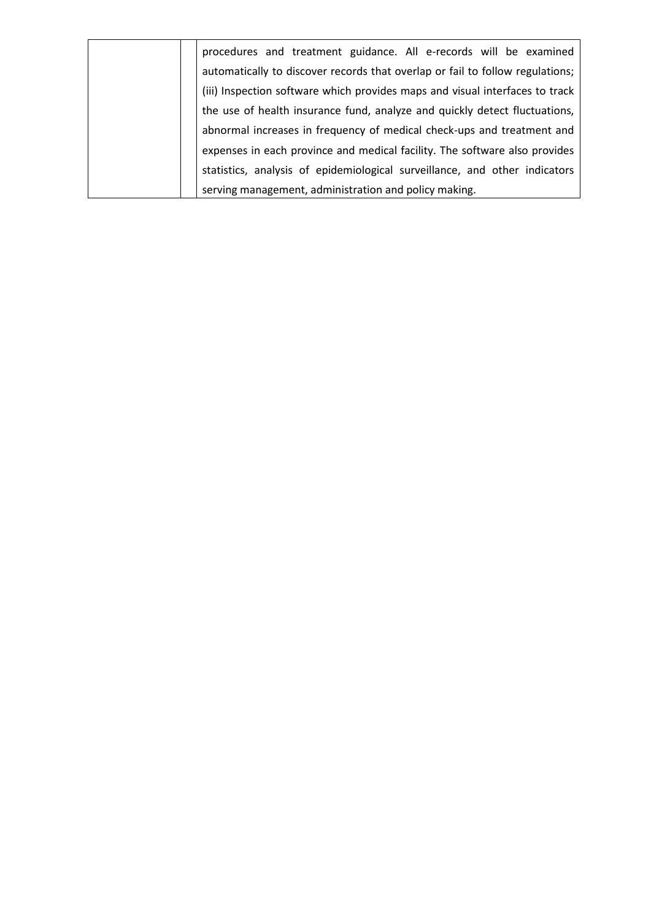| | | |
|---|---|---|
| | | procedures and treatment guidance. All e-records will be examined automatically to discover records that overlap or fail to follow regulations; (iii) Inspection software which provides maps and visual interfaces to track the use of health insurance fund, analyze and quickly detect fluctuations, abnormal increases in frequency of medical check-ups and treatment and expenses in each province and medical facility. The software also provides statistics, analysis of epidemiological surveillance, and other indicators serving management, administration and policy making. |